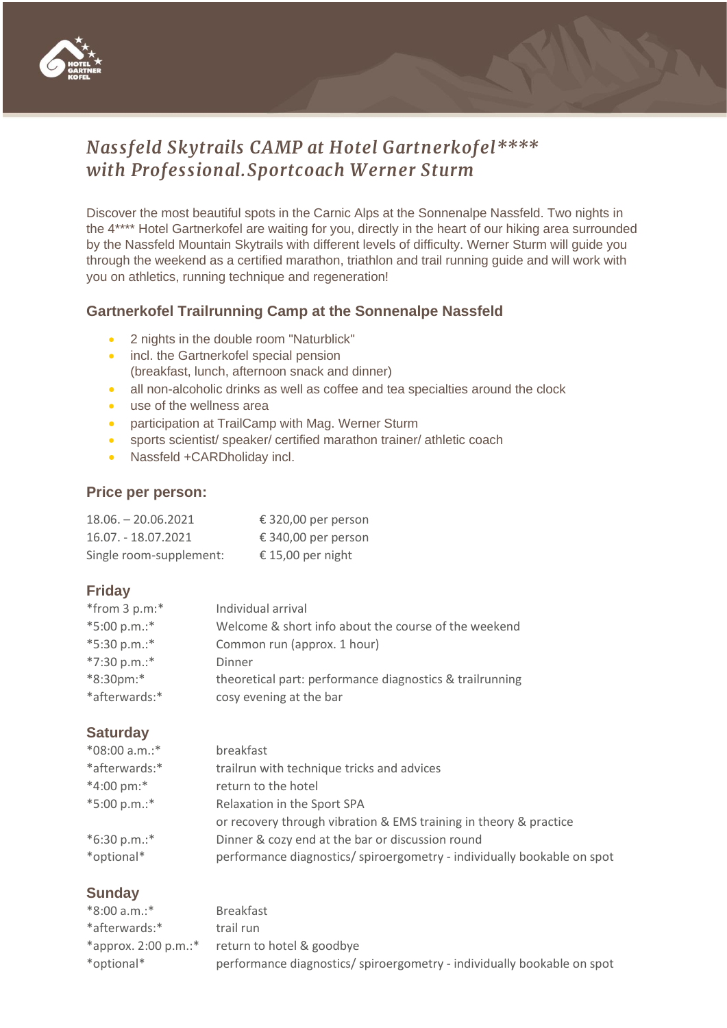# *Nassfeld Skytrails CAMP at Hotel Gartnerkofel****  with Professional.Sportcoach Werner Sturm*

Discover the most beautiful spots in the Carnic Alps at the Sonnenalpe Nassfeld. Two nights in the 4**** Hotel Gartnerkofel are waiting for you, directly in the heart of our hiking area surrounded by the Nassfeld Mountain Skytrails with different levels of difficulty. Werner Sturm will guide you through the weekend as a certified marathon, triathlon and trail running guide and will work with you on athletics, running technique and regeneration!

## Gartnerkofel Trailrunning Camp at the Sonnenalpe Nassfeld

- 2 nights in the double room "Naturblick"
- incl. the Gartnerkofel special pension  
  (breakfast, lunch, afternoon snack and dinner)
- all non-alcoholic drinks as well as coffee and tea specialties around the clock
- use of the wellness area
- participation at TrailCamp with Mag. Werner Sturm
- sports scientist/ speaker/ certified marathon trainer/ athletic coach
- Nassfeld +CARDholiday incl.

### Price per person:

| | |
|---|---|
| 18.06. – 20.06.2021 | € 320,00 per person |
| 16.07. - 18.07.2021 | € 340,00 per person |
| Single room-supplement: | € 15,00 per night |

### Friday

| | |
|---|---|
| *from 3 p.m:* | Individual arrival |
| *5:00 p.m.:* | Welcome & short info about the course of the weekend |
| *5:30 p.m.:* | Common run (approx. 1 hour) |
| *7:30 p.m.:* | Dinner |
| *8:30pm:* | theoretical part: performance diagnostics & trailrunning |
| *afterwards:* | cosy evening at the bar |

### Saturday

| | |
|---|---|
| *08:00 a.m.:* | breakfast |
| *afterwards:* | trailrun with technique tricks and advices |
| *4:00 pm:* | return to the hotel |
| *5:00 p.m.:* | Relaxation in the Sport SPA or recovery through vibration & EMS training in theory & practice |
| *6:30 p.m.:* | Dinner & cozy end at the bar or discussion round |
| *optional* | performance diagnostics/ spiroergometry - individually bookable on spot |

### Sunday

| | |
|---|---|
| *8:00 a.m.:* | Breakfast |
| *afterwards:* | trail run |
| *approx. 2:00 p.m.:* | return to hotel & goodbye |
| *optional* | performance diagnostics/ spiroergometry - individually bookable on spot |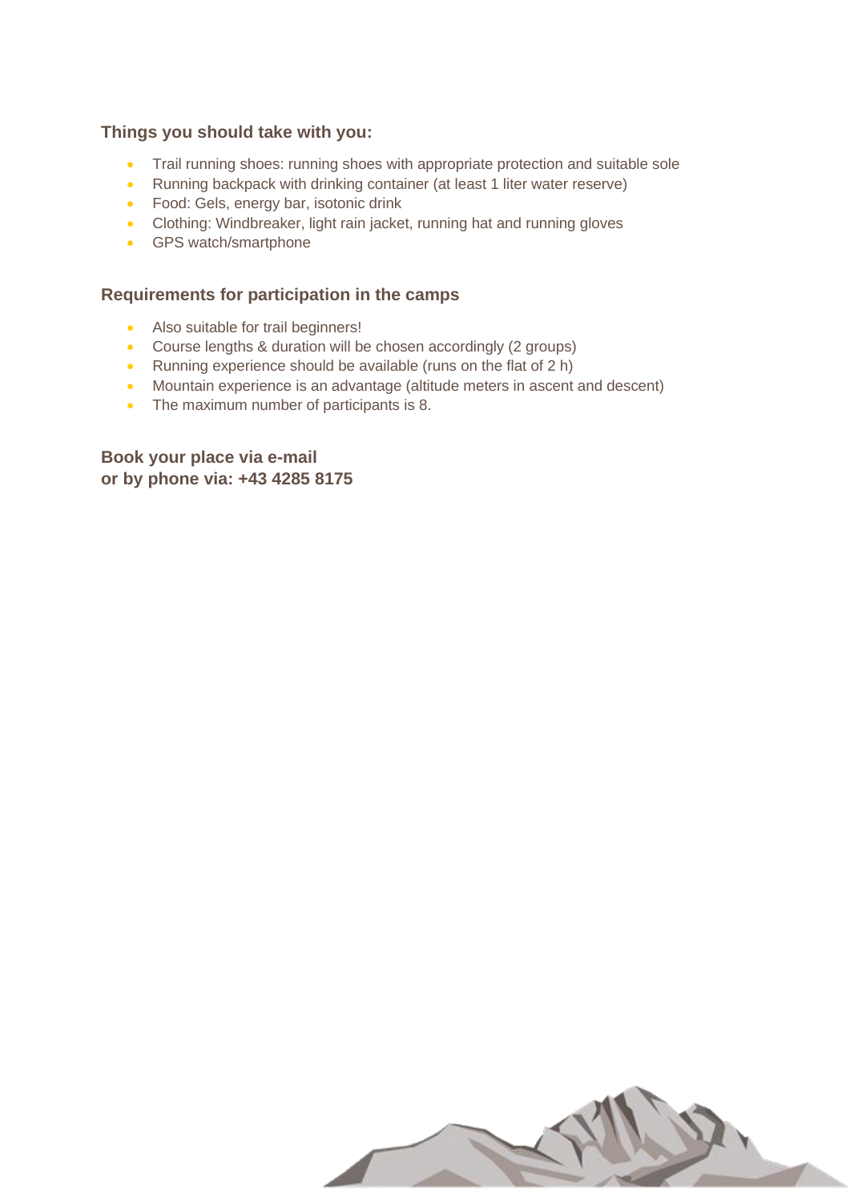### Things you should take with you:

- Trail running shoes: running shoes with appropriate protection and suitable sole
- Running backpack with drinking container (at least 1 liter water reserve)
- Food: Gels, energy bar, isotonic drink
- Clothing: Windbreaker, light rain jacket, running hat and running gloves
- GPS watch/smartphone

### Requirements for participation in the camps

- Also suitable for trail beginners!
- Course lengths & duration will be chosen accordingly (2 groups)
- Running experience should be available (runs on the flat of 2 h)
- Mountain experience is an advantage (altitude meters in ascent and descent)
- The maximum number of participants is 8.

**Book your place via e-mail**
**or by phone via: +43 4285 8175**